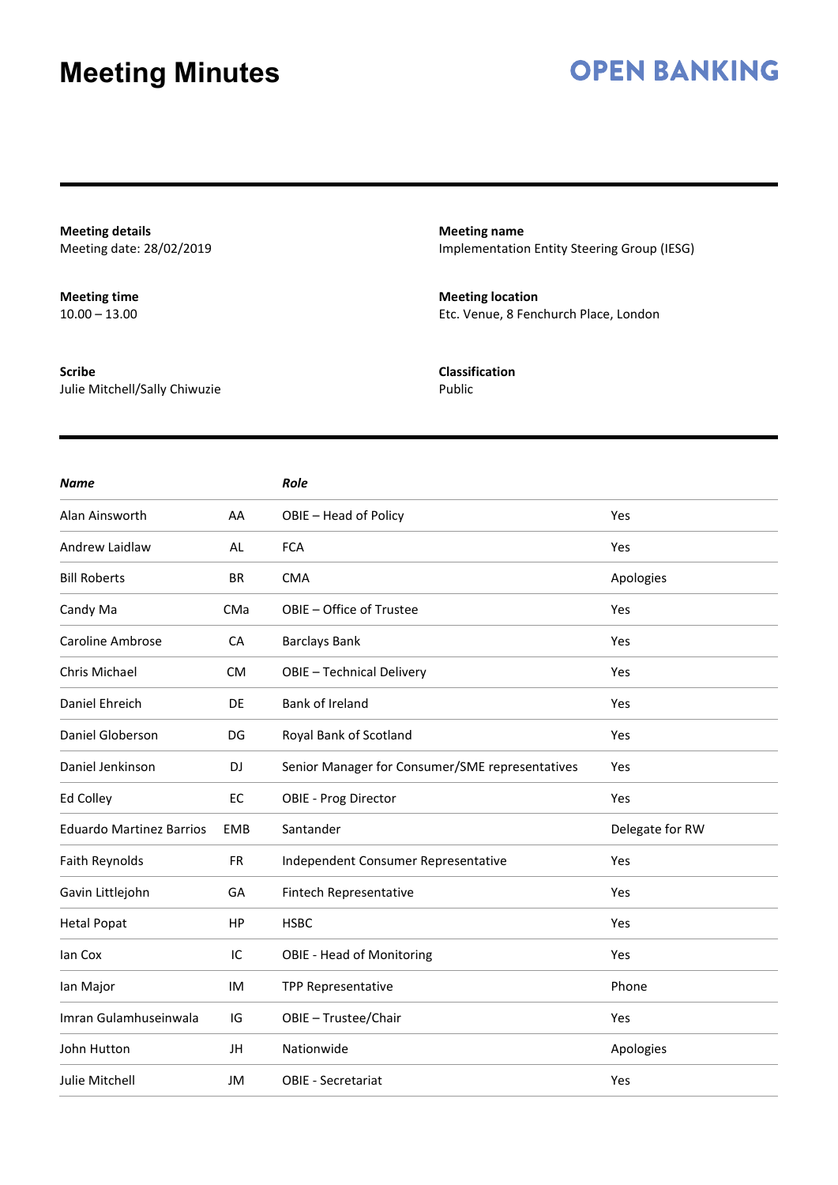# Meeting Minutes

**OPEN BANKING**

**Meeting details**
Meeting date: 28/02/2019

**Meeting name**
Implementation Entity Steering Group (IESG)

**Meeting time**
10.00 – 13.00

**Meeting location**
Etc. Venue, 8 Fenchurch Place, London

**Scribe**
Julie Mitchell/Sally Chiwuzie

**Classification**
Public

| *Name* | | *Role* | |
|---|---|---|---|
| Alan Ainsworth | AA | OBIE – Head of Policy | Yes |
| Andrew Laidlaw | AL | FCA | Yes |
| Bill Roberts | BR | CMA | Apologies |
| Candy Ma | CMa | OBIE – Office of Trustee | Yes |
| Caroline Ambrose | CA | Barclays Bank | Yes |
| Chris Michael | CM | OBIE – Technical Delivery | Yes |
| Daniel Ehreich | DE | Bank of Ireland | Yes |
| Daniel Globerson | DG | Royal Bank of Scotland | Yes |
| Daniel Jenkinson | DJ | Senior Manager for Consumer/SME representatives | Yes |
| Ed Colley | EC | OBIE - Prog Director | Yes |
| Eduardo Martinez Barrios | EMB | Santander | Delegate for RW |
| Faith Reynolds | FR | Independent Consumer Representative | Yes |
| Gavin Littlejohn | GA | Fintech Representative | Yes |
| Hetal Popat | HP | HSBC | Yes |
| Ian Cox | IC | OBIE - Head of Monitoring | Yes |
| Ian Major | IM | TPP Representative | Phone |
| Imran Gulamhuseinwala | IG | OBIE – Trustee/Chair | Yes |
| John Hutton | JH | Nationwide | Apologies |
| Julie Mitchell | JM | OBIE - Secretariat | Yes |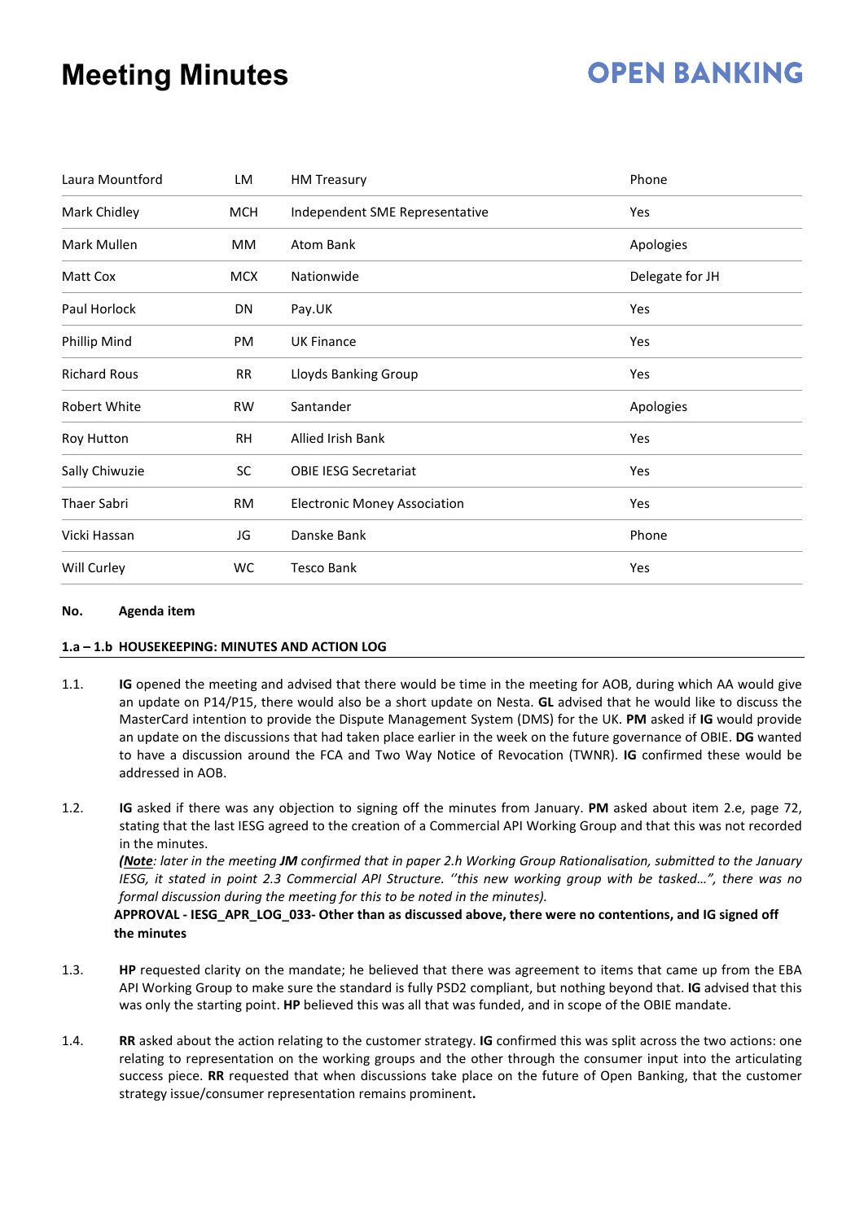| | | | |
|---|---|---|---|
| Laura Mountford | LM | HM Treasury | Phone |
| Mark Chidley | MCH | Independent SME Representative | Yes |
| Mark Mullen | MM | Atom Bank | Apologies |
| Matt Cox | MCX | Nationwide | Delegate for JH |
| Paul Horlock | DN | Pay.UK | Yes |
| Phillip Mind | PM | UK Finance | Yes |
| Richard Rous | RR | Lloyds Banking Group | Yes |
| Robert White | RW | Santander | Apologies |
| Roy Hutton | RH | Allied Irish Bank | Yes |
| Sally Chiwuzie | SC | OBIE IESG Secretariat | Yes |
| Thaer Sabri | RM | Electronic Money Association | Yes |
| Vicki Hassan | JG | Danske Bank | Phone |
| Will Curley | WC | Tesco Bank | Yes |

**No. Agenda item**

**1.a – 1.b HOUSEKEEPING: MINUTES AND ACTION LOG**

1.1. **IG** opened the meeting and advised that there would be time in the meeting for AOB, during which AA would give an update on P14/P15, there would also be a short update on Nesta. **GL** advised that he would like to discuss the MasterCard intention to provide the Dispute Management System (DMS) for the UK. **PM** asked if **IG** would provide an update on the discussions that had taken place earlier in the week on the future governance of OBIE. **DG** wanted to have a discussion around the FCA and Two Way Notice of Revocation (TWNR). **IG** confirmed these would be addressed in AOB.

1.2. **IG** asked if there was any objection to signing off the minutes from January. **PM** asked about item 2.e, page 72, stating that the last IESG agreed to the creation of a Commercial API Working Group and that this was not recorded in the minutes.
***(Note**: later in the meeting **JM** confirmed that in paper 2.h Working Group Rationalisation, submitted to the January IESG, it stated in point 2.3 Commercial API Structure. ''this new working group with be tasked…", there was no formal discussion during the meeting for this to be noted in the minutes).*
**APPROVAL - IESG_APR_LOG_033- Other than as discussed above, there were no contentions, and IG signed off the minutes**

1.3. **HP** requested clarity on the mandate; he believed that there was agreement to items that came up from the EBA API Working Group to make sure the standard is fully PSD2 compliant, but nothing beyond that. **IG** advised that this was only the starting point. **HP** believed this was all that was funded, and in scope of the OBIE mandate.

1.4. **RR** asked about the action relating to the customer strategy. **IG** confirmed this was split across the two actions: one relating to representation on the working groups and the other through the consumer input into the articulating success piece. **RR** requested that when discussions take place on the future of Open Banking, that the customer strategy issue/consumer representation remains prominent**.**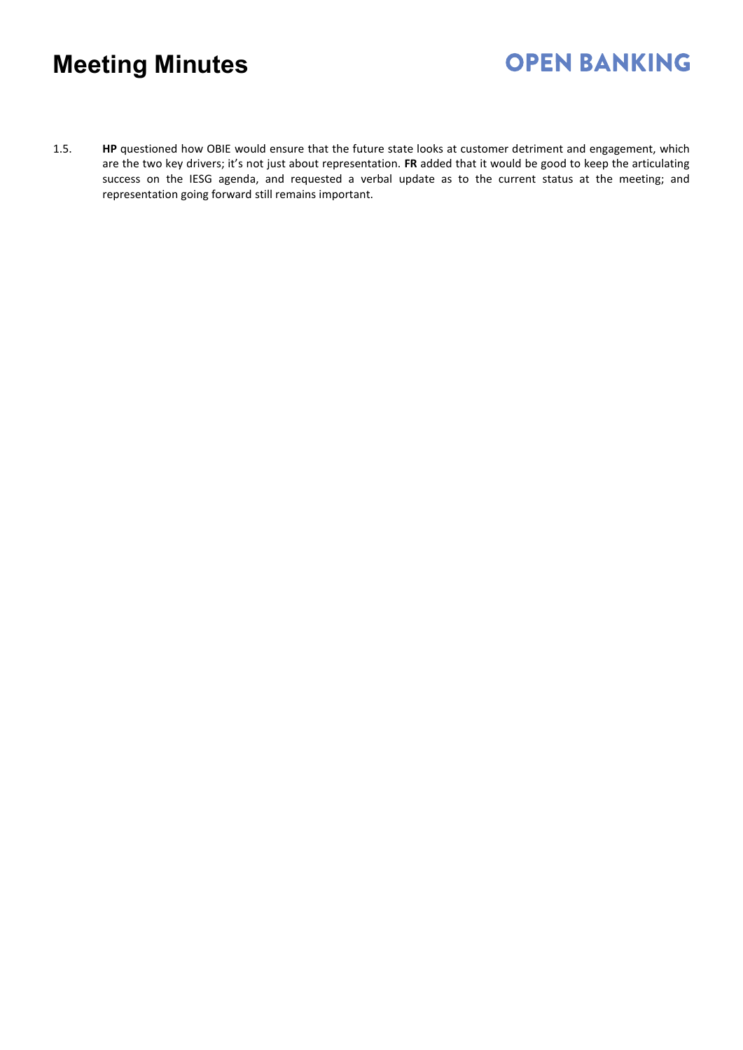1.5. **HP** questioned how OBIE would ensure that the future state looks at customer detriment and engagement, which are the two key drivers; it's not just about representation. **FR** added that it would be good to keep the articulating success on the IESG agenda, and requested a verbal update as to the current status at the meeting; and representation going forward still remains important.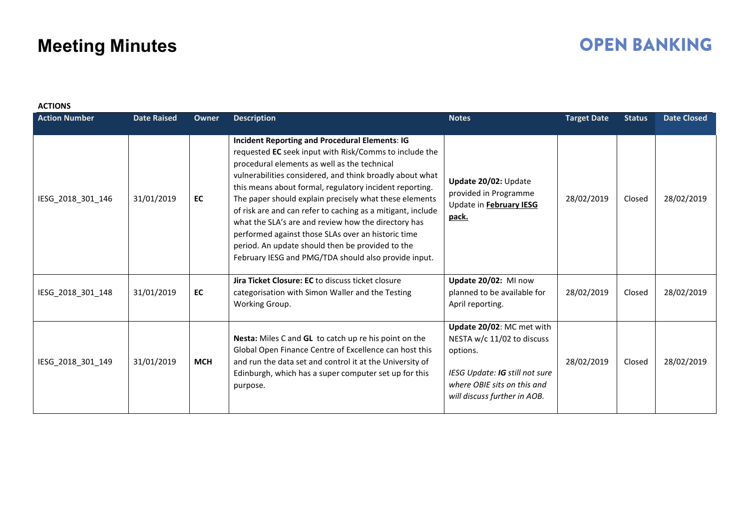**ACTIONS**

| Action Number | Date Raised | Owner | Description | Notes | Target Date | Status | Date Closed |
|---|---|---|---|---|---|---|---|
| IESG_2018_301_146 | 31/01/2019 | **EC** | **Incident Reporting and Procedural Elements**: **IG** requested **EC** seek input with Risk/Comms to include the procedural elements as well as the technical vulnerabilities considered, and think broadly about what this means about formal, regulatory incident reporting. The paper should explain precisely what these elements of risk are and can refer to caching as a mitigant, include what the SLA's are and review how the directory has performed against those SLAs over an historic time period. An update should then be provided to the February IESG and PMG/TDA should also provide input. | **Update 20/02:** Update provided in Programme Update in **February IESG pack.** | 28/02/2019 | Closed | 28/02/2019 |
| IESG_2018_301_148 | 31/01/2019 | **EC** | **Jira Ticket Closure: EC** to discuss ticket closure categorisation with Simon Waller and the Testing Working Group. | **Update 20/02:** MI now planned to be available for April reporting. | 28/02/2019 | Closed | 28/02/2019 |
| IESG_2018_301_149 | 31/01/2019 | **MCH** | **Nesta:** Miles C and **GL** to catch up re his point on the Global Open Finance Centre of Excellence can host this and run the data set and control it at the University of Edinburgh, which has a super computer set up for this purpose. | **Update 20/02**: MC met with NESTA w/c 11/02 to discuss options.<br><br>*IESG Update: **IG** still not sure where OBIE sits on this and will discuss further in AOB.* | 28/02/2019 | Closed | 28/02/2019 |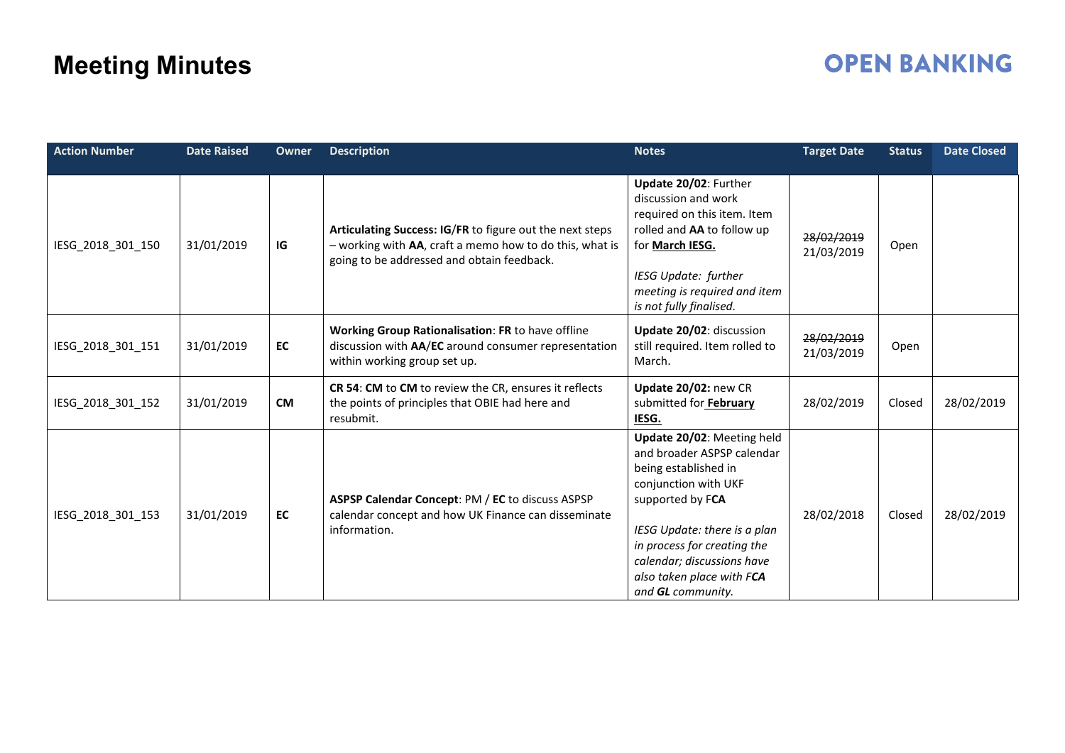# Meeting Minutes

**OPEN BANKING**

| Action Number | Date Raised | Owner | Description | Notes | Target Date | Status | Date Closed |
|---|---|---|---|---|---|---|---|
| IESG_2018_301_150 | 31/01/2019 | **IG** | **Articulating Success: IG**/**FR** to figure out the next steps – working with **AA**, craft a memo how to do this, what is going to be addressed and obtain feedback. | **Update 20/02**: Further discussion and work required on this item. Item rolled and **AA** to follow up for **March IESG.** *IESG Update: further meeting is required and item is not fully finalised.* | ~~28/02/2019~~ 21/03/2019 | Open | |
| IESG_2018_301_151 | 31/01/2019 | **EC** | **Working Group Rationalisation**: **FR** to have offline discussion with **AA**/**EC** around consumer representation within working group set up. | **Update 20/02**: discussion still required. Item rolled to March. | ~~28/02/2019~~ 21/03/2019 | Open | |
| IESG_2018_301_152 | 31/01/2019 | **CM** | **CR 54**: **CM** to **CM** to review the CR, ensures it reflects the points of principles that OBIE had here and resubmit. | **Update 20/02:** new CR submitted for **February IESG.** | 28/02/2019 | Closed | 28/02/2019 |
| IESG_2018_301_153 | 31/01/2019 | **EC** | **ASPSP Calendar Concept**: PM / **EC** to discuss ASPSP calendar concept and how UK Finance can disseminate information. | **Update 20/02**: Meeting held and broader ASPSP calendar being established in conjunction with UKF supported by F**CA** *IESG Update: there is a plan in process for creating the calendar; discussions have also taken place with F**CA** and **GL** community.* | 28/02/2018 | Closed | 28/02/2019 |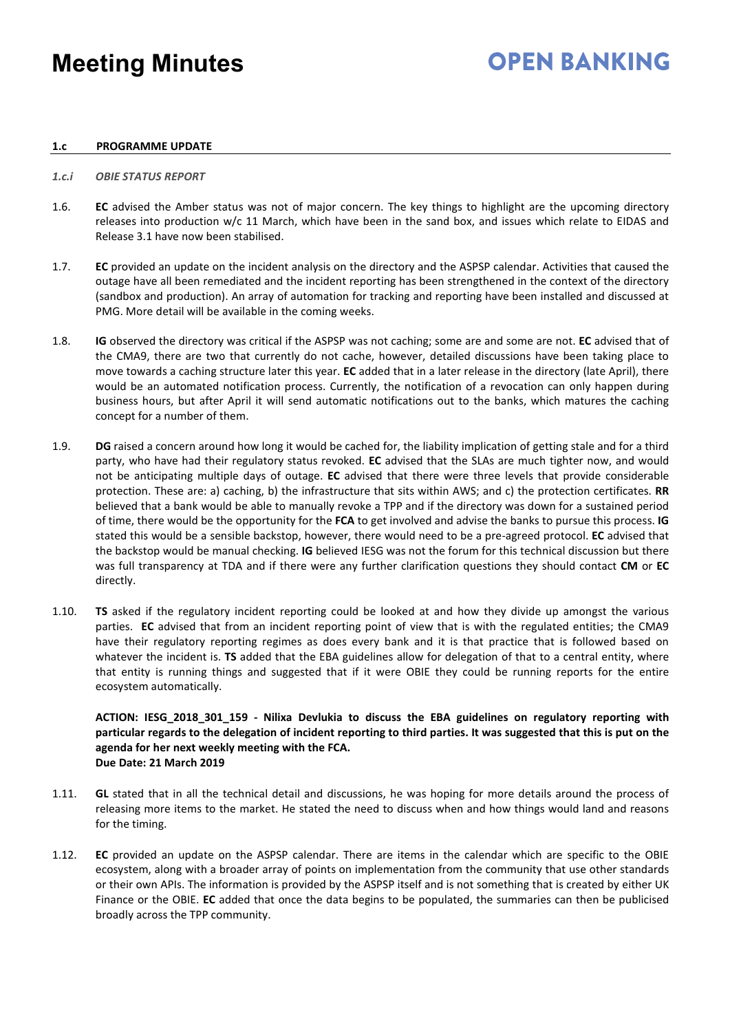# Meeting Minutes

**1.c PROGRAMME UPDATE**

*1.c.i OBIE STATUS REPORT*

1.6. **EC** advised the Amber status was not of major concern. The key things to highlight are the upcoming directory releases into production w/c 11 March, which have been in the sand box, and issues which relate to EIDAS and Release 3.1 have now been stabilised.

1.7. **EC** provided an update on the incident analysis on the directory and the ASPSP calendar. Activities that caused the outage have all been remediated and the incident reporting has been strengthened in the context of the directory (sandbox and production). An array of automation for tracking and reporting have been installed and discussed at PMG. More detail will be available in the coming weeks.

1.8. **IG** observed the directory was critical if the ASPSP was not caching; some are and some are not. **EC** advised that of the CMA9, there are two that currently do not cache, however, detailed discussions have been taking place to move towards a caching structure later this year. **EC** added that in a later release in the directory (late April), there would be an automated notification process. Currently, the notification of a revocation can only happen during business hours, but after April it will send automatic notifications out to the banks, which matures the caching concept for a number of them.

1.9. **DG** raised a concern around how long it would be cached for, the liability implication of getting stale and for a third party, who have had their regulatory status revoked. **EC** advised that the SLAs are much tighter now, and would not be anticipating multiple days of outage. **EC** advised that there were three levels that provide considerable protection. These are: a) caching, b) the infrastructure that sits within AWS; and c) the protection certificates. **RR** believed that a bank would be able to manually revoke a TPP and if the directory was down for a sustained period of time, there would be the opportunity for the **FCA** to get involved and advise the banks to pursue this process. **IG** stated this would be a sensible backstop, however, there would need to be a pre-agreed protocol. **EC** advised that the backstop would be manual checking. **IG** believed IESG was not the forum for this technical discussion but there was full transparency at TDA and if there were any further clarification questions they should contact **CM** or **EC** directly.

1.10. **TS** asked if the regulatory incident reporting could be looked at and how they divide up amongst the various parties. **EC** advised that from an incident reporting point of view that is with the regulated entities; the CMA9 have their regulatory reporting regimes as does every bank and it is that practice that is followed based on whatever the incident is. **TS** added that the EBA guidelines allow for delegation of that to a central entity, where that entity is running things and suggested that if it were OBIE they could be running reports for the entire ecosystem automatically.

**ACTION: IESG_2018_301_159 - Nilixa Devlukia to discuss the EBA guidelines on regulatory reporting with particular regards to the delegation of incident reporting to third parties. It was suggested that this is put on the agenda for her next weekly meeting with the FCA.**
**Due Date: 21 March 2019**

1.11. **GL** stated that in all the technical detail and discussions, he was hoping for more details around the process of releasing more items to the market. He stated the need to discuss when and how things would land and reasons for the timing.

1.12. **EC** provided an update on the ASPSP calendar. There are items in the calendar which are specific to the OBIE ecosystem, along with a broader array of points on implementation from the community that use other standards or their own APIs. The information is provided by the ASPSP itself and is not something that is created by either UK Finance or the OBIE. **EC** added that once the data begins to be populated, the summaries can then be publicised broadly across the TPP community.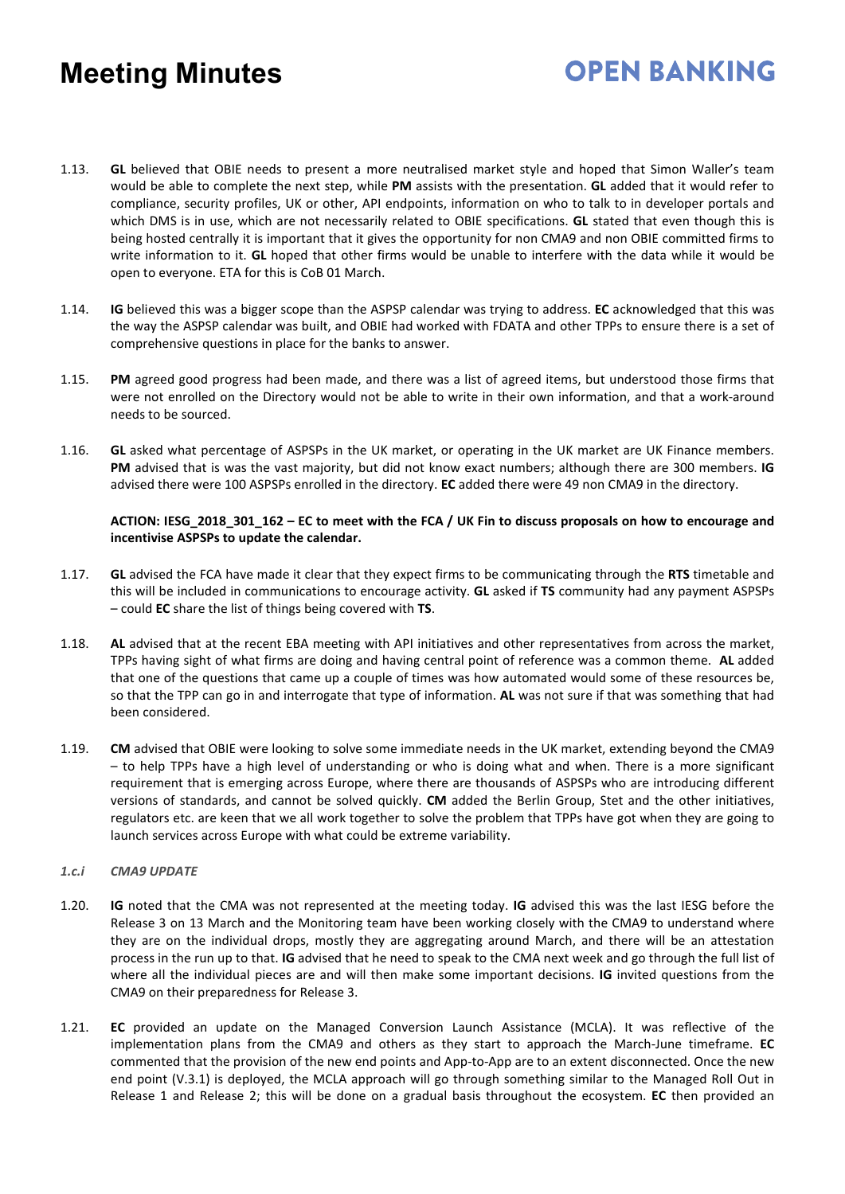1.13. **GL** believed that OBIE needs to present a more neutralised market style and hoped that Simon Waller's team would be able to complete the next step, while **PM** assists with the presentation. **GL** added that it would refer to compliance, security profiles, UK or other, API endpoints, information on who to talk to in developer portals and which DMS is in use, which are not necessarily related to OBIE specifications. **GL** stated that even though this is being hosted centrally it is important that it gives the opportunity for non CMA9 and non OBIE committed firms to write information to it. **GL** hoped that other firms would be unable to interfere with the data while it would be open to everyone. ETA for this is CoB 01 March.

1.14. **IG** believed this was a bigger scope than the ASPSP calendar was trying to address. **EC** acknowledged that this was the way the ASPSP calendar was built, and OBIE had worked with FDATA and other TPPs to ensure there is a set of comprehensive questions in place for the banks to answer.

1.15. **PM** agreed good progress had been made, and there was a list of agreed items, but understood those firms that were not enrolled on the Directory would not be able to write in their own information, and that a work-around needs to be sourced.

1.16. **GL** asked what percentage of ASPSPs in the UK market, or operating in the UK market are UK Finance members. **PM** advised that is was the vast majority, but did not know exact numbers; although there are 300 members. **IG** advised there were 100 ASPSPs enrolled in the directory. **EC** added there were 49 non CMA9 in the directory.

**ACTION: IESG_2018_301_162 – EC to meet with the FCA / UK Fin to discuss proposals on how to encourage and incentivise ASPSPs to update the calendar.**

1.17. **GL** advised the FCA have made it clear that they expect firms to be communicating through the **RTS** timetable and this will be included in communications to encourage activity. **GL** asked if **TS** community had any payment ASPSPs – could **EC** share the list of things being covered with **TS**.

1.18. **AL** advised that at the recent EBA meeting with API initiatives and other representatives from across the market, TPPs having sight of what firms are doing and having central point of reference was a common theme. **AL** added that one of the questions that came up a couple of times was how automated would some of these resources be, so that the TPP can go in and interrogate that type of information. **AL** was not sure if that was something that had been considered.

1.19. **CM** advised that OBIE were looking to solve some immediate needs in the UK market, extending beyond the CMA9 – to help TPPs have a high level of understanding or who is doing what and when. There is a more significant requirement that is emerging across Europe, where there are thousands of ASPSPs who are introducing different versions of standards, and cannot be solved quickly. **CM** added the Berlin Group, Stet and the other initiatives, regulators etc. are keen that we all work together to solve the problem that TPPs have got when they are going to launch services across Europe with what could be extreme variability.

### *1.c.i CMA9 UPDATE*

1.20. **IG** noted that the CMA was not represented at the meeting today. **IG** advised this was the last IESG before the Release 3 on 13 March and the Monitoring team have been working closely with the CMA9 to understand where they are on the individual drops, mostly they are aggregating around March, and there will be an attestation process in the run up to that. **IG** advised that he need to speak to the CMA next week and go through the full list of where all the individual pieces are and will then make some important decisions. **IG** invited questions from the CMA9 on their preparedness for Release 3.

1.21. **EC** provided an update on the Managed Conversion Launch Assistance (MCLA). It was reflective of the implementation plans from the CMA9 and others as they start to approach the March-June timeframe. **EC** commented that the provision of the new end points and App-to-App are to an extent disconnected. Once the new end point (V.3.1) is deployed, the MCLA approach will go through something similar to the Managed Roll Out in Release 1 and Release 2; this will be done on a gradual basis throughout the ecosystem. **EC** then provided an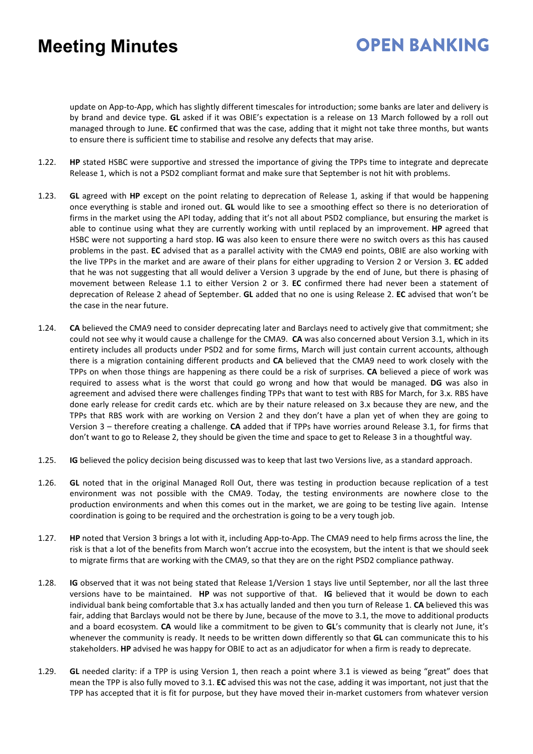update on App-to-App, which has slightly different timescales for introduction; some banks are later and delivery is by brand and device type. **GL** asked if it was OBIE's expectation is a release on 13 March followed by a roll out managed through to June. **EC** confirmed that was the case, adding that it might not take three months, but wants to ensure there is sufficient time to stabilise and resolve any defects that may arise.

1.22. **HP** stated HSBC were supportive and stressed the importance of giving the TPPs time to integrate and deprecate Release 1, which is not a PSD2 compliant format and make sure that September is not hit with problems.

1.23. **GL** agreed with **HP** except on the point relating to deprecation of Release 1, asking if that would be happening once everything is stable and ironed out. **GL** would like to see a smoothing effect so there is no deterioration of firms in the market using the API today, adding that it's not all about PSD2 compliance, but ensuring the market is able to continue using what they are currently working with until replaced by an improvement. **HP** agreed that HSBC were not supporting a hard stop. **IG** was also keen to ensure there were no switch overs as this has caused problems in the past. **EC** advised that as a parallel activity with the CMA9 end points, OBIE are also working with the live TPPs in the market and are aware of their plans for either upgrading to Version 2 or Version 3. **EC** added that he was not suggesting that all would deliver a Version 3 upgrade by the end of June, but there is phasing of movement between Release 1.1 to either Version 2 or 3. **EC** confirmed there had never been a statement of deprecation of Release 2 ahead of September. **GL** added that no one is using Release 2. **EC** advised that won't be the case in the near future.

1.24. **CA** believed the CMA9 need to consider deprecating later and Barclays need to actively give that commitment; she could not see why it would cause a challenge for the CMA9. **CA** was also concerned about Version 3.1, which in its entirety includes all products under PSD2 and for some firms, March will just contain current accounts, although there is a migration containing different products and **CA** believed that the CMA9 need to work closely with the TPPs on when those things are happening as there could be a risk of surprises. **CA** believed a piece of work was required to assess what is the worst that could go wrong and how that would be managed. **DG** was also in agreement and advised there were challenges finding TPPs that want to test with RBS for March, for 3.x. RBS have done early release for credit cards etc. which are by their nature released on 3.x because they are new, and the TPPs that RBS work with are working on Version 2 and they don't have a plan yet of when they are going to Version 3 – therefore creating a challenge. **CA** added that if TPPs have worries around Release 3.1, for firms that don't want to go to Release 2, they should be given the time and space to get to Release 3 in a thoughtful way.

1.25. **IG** believed the policy decision being discussed was to keep that last two Versions live, as a standard approach.

1.26. **GL** noted that in the original Managed Roll Out, there was testing in production because replication of a test environment was not possible with the CMA9. Today, the testing environments are nowhere close to the production environments and when this comes out in the market, we are going to be testing live again. Intense coordination is going to be required and the orchestration is going to be a very tough job.

1.27. **HP** noted that Version 3 brings a lot with it, including App-to-App. The CMA9 need to help firms across the line, the risk is that a lot of the benefits from March won't accrue into the ecosystem, but the intent is that we should seek to migrate firms that are working with the CMA9, so that they are on the right PSD2 compliance pathway.

1.28. **IG** observed that it was not being stated that Release 1/Version 1 stays live until September, nor all the last three versions have to be maintained. **HP** was not supportive of that. **IG** believed that it would be down to each individual bank being comfortable that 3.x has actually landed and then you turn of Release 1. **CA** believed this was fair, adding that Barclays would not be there by June, because of the move to 3.1, the move to additional products and a board ecosystem. **CA** would like a commitment to be given to **GL**'s community that is clearly not June, it's whenever the community is ready. It needs to be written down differently so that **GL** can communicate this to his stakeholders. **HP** advised he was happy for OBIE to act as an adjudicator for when a firm is ready to deprecate.

1.29. **GL** needed clarity: if a TPP is using Version 1, then reach a point where 3.1 is viewed as being "great" does that mean the TPP is also fully moved to 3.1. **EC** advised this was not the case, adding it was important, not just that the TPP has accepted that it is fit for purpose, but they have moved their in-market customers from whatever version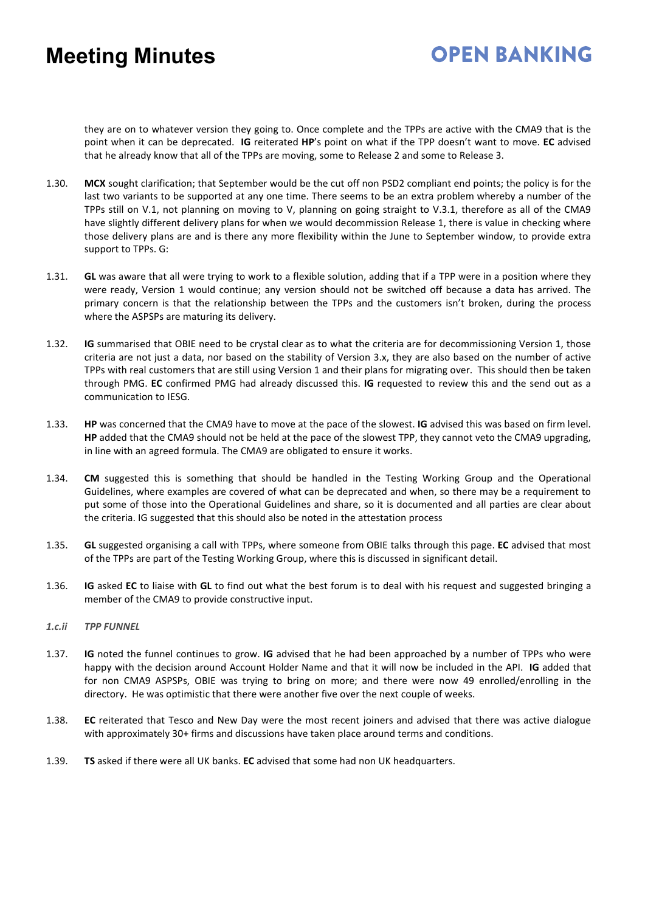they are on to whatever version they going to. Once complete and the TPPs are active with the CMA9 that is the point when it can be deprecated. **IG** reiterated **HP**'s point on what if the TPP doesn't want to move. **EC** advised that he already know that all of the TPPs are moving, some to Release 2 and some to Release 3.

1.30. **MCX** sought clarification; that September would be the cut off non PSD2 compliant end points; the policy is for the last two variants to be supported at any one time. There seems to be an extra problem whereby a number of the TPPs still on V.1, not planning on moving to V, planning on going straight to V.3.1, therefore as all of the CMA9 have slightly different delivery plans for when we would decommission Release 1, there is value in checking where those delivery plans are and is there any more flexibility within the June to September window, to provide extra support to TPPs. G:

1.31. **GL** was aware that all were trying to work to a flexible solution, adding that if a TPP were in a position where they were ready, Version 1 would continue; any version should not be switched off because a data has arrived. The primary concern is that the relationship between the TPPs and the customers isn't broken, during the process where the ASPSPs are maturing its delivery.

1.32. **IG** summarised that OBIE need to be crystal clear as to what the criteria are for decommissioning Version 1, those criteria are not just a data, nor based on the stability of Version 3.x, they are also based on the number of active TPPs with real customers that are still using Version 1 and their plans for migrating over. This should then be taken through PMG. **EC** confirmed PMG had already discussed this. **IG** requested to review this and the send out as a communication to IESG.

1.33. **HP** was concerned that the CMA9 have to move at the pace of the slowest. **IG** advised this was based on firm level. **HP** added that the CMA9 should not be held at the pace of the slowest TPP, they cannot veto the CMA9 upgrading, in line with an agreed formula. The CMA9 are obligated to ensure it works.

1.34. **CM** suggested this is something that should be handled in the Testing Working Group and the Operational Guidelines, where examples are covered of what can be deprecated and when, so there may be a requirement to put some of those into the Operational Guidelines and share, so it is documented and all parties are clear about the criteria. IG suggested that this should also be noted in the attestation process

1.35. **GL** suggested organising a call with TPPs, where someone from OBIE talks through this page. **EC** advised that most of the TPPs are part of the Testing Working Group, where this is discussed in significant detail.

1.36. **IG** asked **EC** to liaise with **GL** to find out what the best forum is to deal with his request and suggested bringing a member of the CMA9 to provide constructive input.

*1.c.ii TPP FUNNEL*

1.37. **IG** noted the funnel continues to grow. **IG** advised that he had been approached by a number of TPPs who were happy with the decision around Account Holder Name and that it will now be included in the API. **IG** added that for non CMA9 ASPSPs, OBIE was trying to bring on more; and there were now 49 enrolled/enrolling in the directory. He was optimistic that there were another five over the next couple of weeks.

1.38. **EC** reiterated that Tesco and New Day were the most recent joiners and advised that there was active dialogue with approximately 30+ firms and discussions have taken place around terms and conditions.

1.39. **TS** asked if there were all UK banks. **EC** advised that some had non UK headquarters.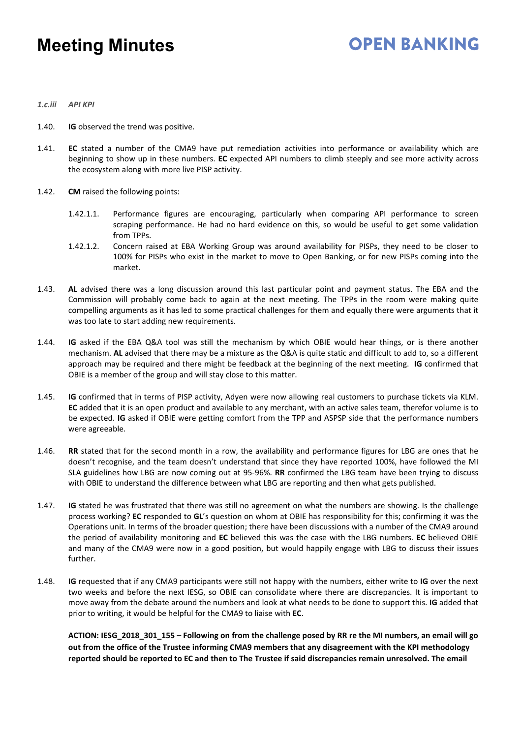*1.c.iii API KPI*

1.40. **IG** observed the trend was positive.

1.41. **EC** stated a number of the CMA9 have put remediation activities into performance or availability which are beginning to show up in these numbers. **EC** expected API numbers to climb steeply and see more activity across the ecosystem along with more live PISP activity.

1.42. **CM** raised the following points:

1.42.1.1. Performance figures are encouraging, particularly when comparing API performance to screen scraping performance. He had no hard evidence on this, so would be useful to get some validation from TPPs.

1.42.1.2. Concern raised at EBA Working Group was around availability for PISPs, they need to be closer to 100% for PISPs who exist in the market to move to Open Banking, or for new PISPs coming into the market.

1.43. **AL** advised there was a long discussion around this last particular point and payment status. The EBA and the Commission will probably come back to again at the next meeting. The TPPs in the room were making quite compelling arguments as it has led to some practical challenges for them and equally there were arguments that it was too late to start adding new requirements.

1.44. **IG** asked if the EBA Q&A tool was still the mechanism by which OBIE would hear things, or is there another mechanism. **AL** advised that there may be a mixture as the Q&A is quite static and difficult to add to, so a different approach may be required and there might be feedback at the beginning of the next meeting. **IG** confirmed that OBIE is a member of the group and will stay close to this matter.

1.45. **IG** confirmed that in terms of PISP activity, Adyen were now allowing real customers to purchase tickets via KLM. **EC** added that it is an open product and available to any merchant, with an active sales team, therefor volume is to be expected. **IG** asked if OBIE were getting comfort from the TPP and ASPSP side that the performance numbers were agreeable.

1.46. **RR** stated that for the second month in a row, the availability and performance figures for LBG are ones that he doesn't recognise, and the team doesn't understand that since they have reported 100%, have followed the MI SLA guidelines how LBG are now coming out at 95-96%. **RR** confirmed the LBG team have been trying to discuss with OBIE to understand the difference between what LBG are reporting and then what gets published.

1.47. **IG** stated he was frustrated that there was still no agreement on what the numbers are showing. Is the challenge process working? **EC** responded to **GL**'s question on whom at OBIE has responsibility for this; confirming it was the Operations unit. In terms of the broader question; there have been discussions with a number of the CMA9 around the period of availability monitoring and **EC** believed this was the case with the LBG numbers. **EC** believed OBIE and many of the CMA9 were now in a good position, but would happily engage with LBG to discuss their issues further.

1.48. **IG** requested that if any CMA9 participants were still not happy with the numbers, either write to **IG** over the next two weeks and before the next IESG, so OBIE can consolidate where there are discrepancies. It is important to move away from the debate around the numbers and look at what needs to be done to support this. **IG** added that prior to writing, it would be helpful for the CMA9 to liaise with **EC**.

**ACTION: IESG_2018_301_155 – Following on from the challenge posed by RR re the MI numbers, an email will go out from the office of the Trustee informing CMA9 members that any disagreement with the KPI methodology reported should be reported to EC and then to The Trustee if said discrepancies remain unresolved. The email**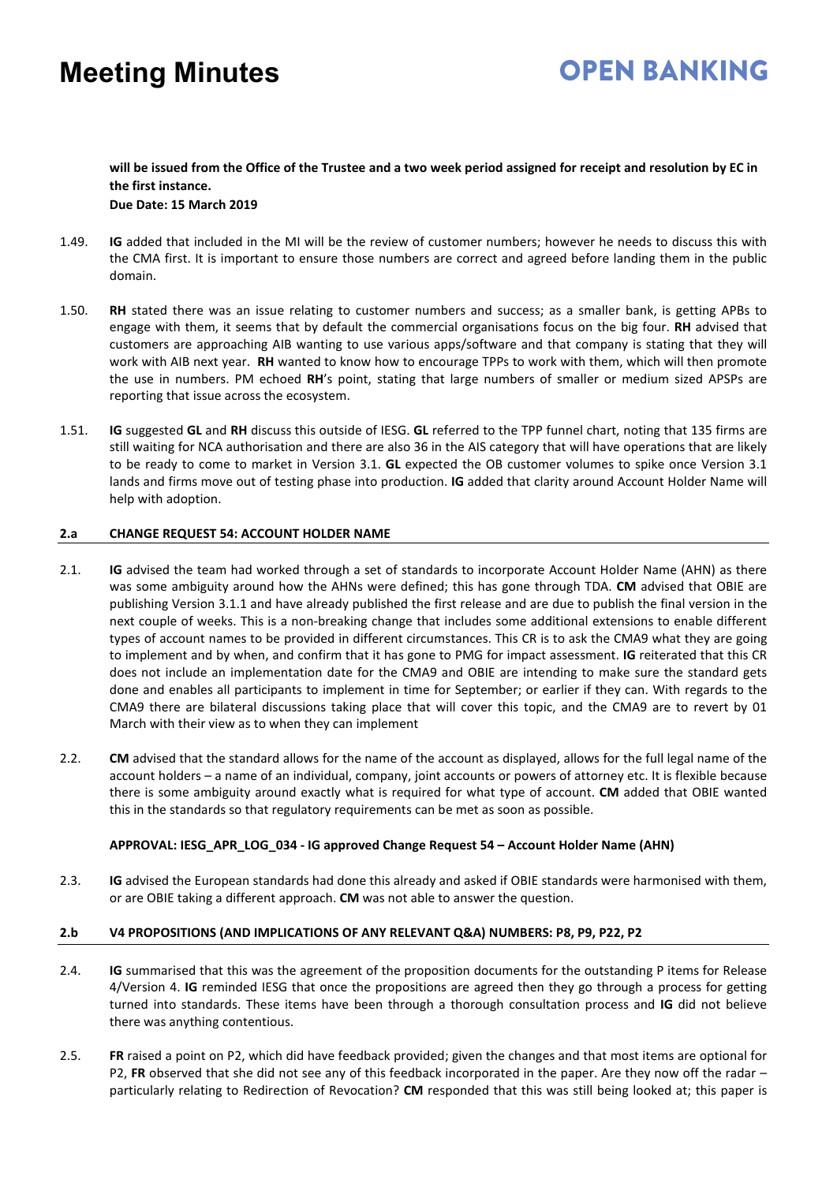**will be issued from the Office of the Trustee and a two week period assigned for receipt and resolution by EC in the first instance.**
**Due Date: 15 March 2019**

1.49. **IG** added that included in the MI will be the review of customer numbers; however he needs to discuss this with the CMA first. It is important to ensure those numbers are correct and agreed before landing them in the public domain.

1.50. **RH** stated there was an issue relating to customer numbers and success; as a smaller bank, is getting APBs to engage with them, it seems that by default the commercial organisations focus on the big four. **RH** advised that customers are approaching AIB wanting to use various apps/software and that company is stating that they will work with AIB next year. **RH** wanted to know how to encourage TPPs to work with them, which will then promote the use in numbers. PM echoed **RH**'s point, stating that large numbers of smaller or medium sized APSPs are reporting that issue across the ecosystem.

1.51. **IG** suggested **GL** and **RH** discuss this outside of IESG. **GL** referred to the TPP funnel chart, noting that 135 firms are still waiting for NCA authorisation and there are also 36 in the AIS category that will have operations that are likely to be ready to come to market in Version 3.1. **GL** expected the OB customer volumes to spike once Version 3.1 lands and firms move out of testing phase into production. **IG** added that clarity around Account Holder Name will help with adoption.

## 2.a CHANGE REQUEST 54: ACCOUNT HOLDER NAME

2.1. **IG** advised the team had worked through a set of standards to incorporate Account Holder Name (AHN) as there was some ambiguity around how the AHNs were defined; this has gone through TDA. **CM** advised that OBIE are publishing Version 3.1.1 and have already published the first release and are due to publish the final version in the next couple of weeks. This is a non-breaking change that includes some additional extensions to enable different types of account names to be provided in different circumstances. This CR is to ask the CMA9 what they are going to implement and by when, and confirm that it has gone to PMG for impact assessment. **IG** reiterated that this CR does not include an implementation date for the CMA9 and OBIE are intending to make sure the standard gets done and enables all participants to implement in time for September; or earlier if they can. With regards to the CMA9 there are bilateral discussions taking place that will cover this topic, and the CMA9 are to revert by 01 March with their view as to when they can implement

2.2. **CM** advised that the standard allows for the name of the account as displayed, allows for the full legal name of the account holders – a name of an individual, company, joint accounts or powers of attorney etc. It is flexible because there is some ambiguity around exactly what is required for what type of account. **CM** added that OBIE wanted this in the standards so that regulatory requirements can be met as soon as possible.

**APPROVAL: IESG_APR_LOG_034 - IG approved Change Request 54 – Account Holder Name (AHN)**

2.3. **IG** advised the European standards had done this already and asked if OBIE standards were harmonised with them, or are OBIE taking a different approach. **CM** was not able to answer the question.

## 2.b V4 PROPOSITIONS (AND IMPLICATIONS OF ANY RELEVANT Q&A) NUMBERS: P8, P9, P22, P2

2.4. **IG** summarised that this was the agreement of the proposition documents for the outstanding P items for Release 4/Version 4. **IG** reminded IESG that once the propositions are agreed then they go through a process for getting turned into standards. These items have been through a thorough consultation process and **IG** did not believe there was anything contentious.

2.5. **FR** raised a point on P2, which did have feedback provided; given the changes and that most items are optional for P2, **FR** observed that she did not see any of this feedback incorporated in the paper. Are they now off the radar – particularly relating to Redirection of Revocation? **CM** responded that this was still being looked at; this paper is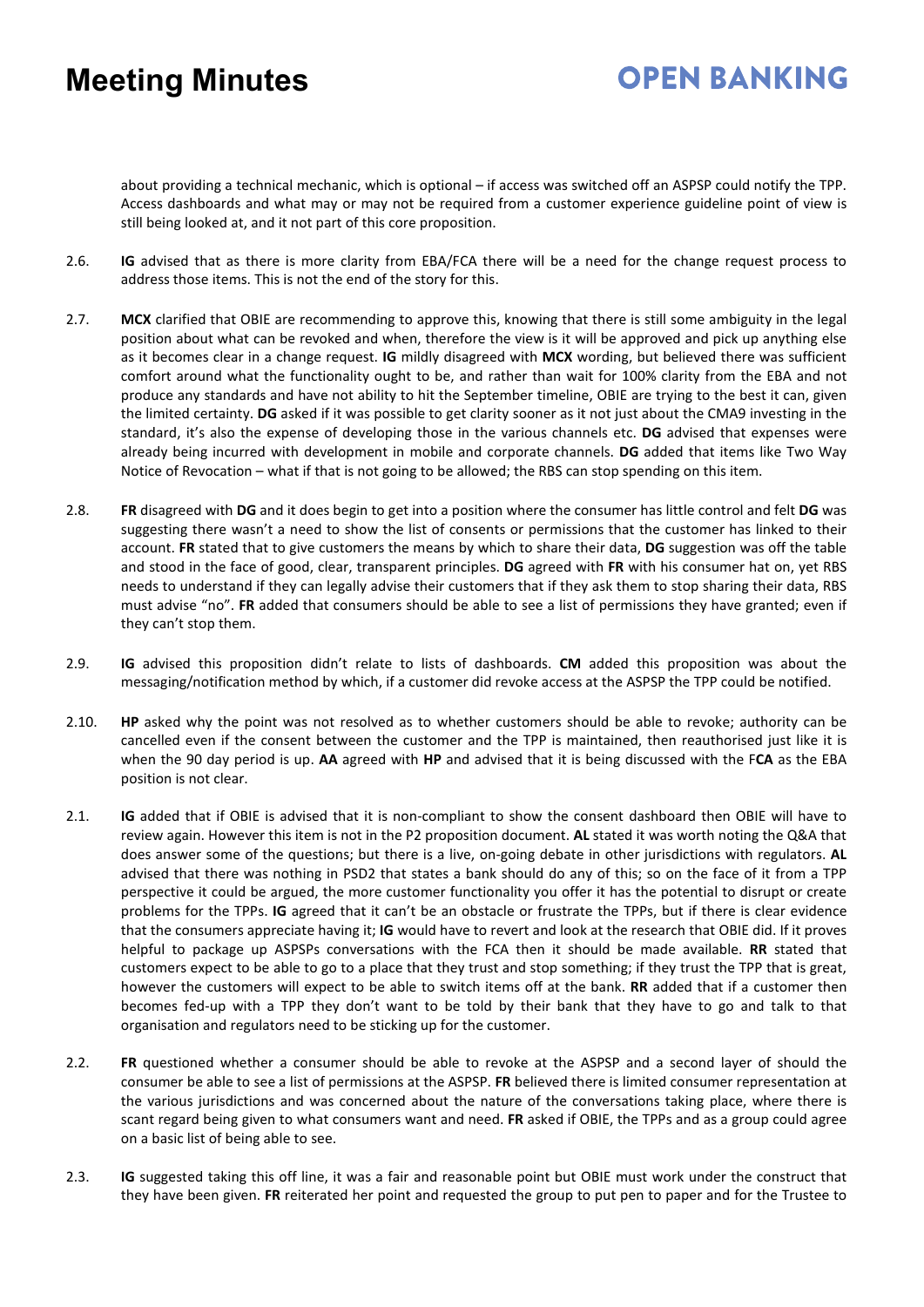about providing a technical mechanic, which is optional – if access was switched off an ASPSP could notify the TPP. Access dashboards and what may or may not be required from a customer experience guideline point of view is still being looked at, and it not part of this core proposition.

2.6. **IG** advised that as there is more clarity from EBA/FCA there will be a need for the change request process to address those items. This is not the end of the story for this.

2.7. **MCX** clarified that OBIE are recommending to approve this, knowing that there is still some ambiguity in the legal position about what can be revoked and when, therefore the view is it will be approved and pick up anything else as it becomes clear in a change request. **IG** mildly disagreed with **MCX** wording, but believed there was sufficient comfort around what the functionality ought to be, and rather than wait for 100% clarity from the EBA and not produce any standards and have not ability to hit the September timeline, OBIE are trying to the best it can, given the limited certainty. **DG** asked if it was possible to get clarity sooner as it not just about the CMA9 investing in the standard, it's also the expense of developing those in the various channels etc. **DG** advised that expenses were already being incurred with development in mobile and corporate channels. **DG** added that items like Two Way Notice of Revocation – what if that is not going to be allowed; the RBS can stop spending on this item.

2.8. **FR** disagreed with **DG** and it does begin to get into a position where the consumer has little control and felt **DG** was suggesting there wasn't a need to show the list of consents or permissions that the customer has linked to their account. **FR** stated that to give customers the means by which to share their data, **DG** suggestion was off the table and stood in the face of good, clear, transparent principles. **DG** agreed with **FR** with his consumer hat on, yet RBS needs to understand if they can legally advise their customers that if they ask them to stop sharing their data, RBS must advise "no". **FR** added that consumers should be able to see a list of permissions they have granted; even if they can't stop them.

2.9. **IG** advised this proposition didn't relate to lists of dashboards. **CM** added this proposition was about the messaging/notification method by which, if a customer did revoke access at the ASPSP the TPP could be notified.

2.10. **HP** asked why the point was not resolved as to whether customers should be able to revoke; authority can be cancelled even if the consent between the customer and the TPP is maintained, then reauthorised just like it is when the 90 day period is up. **AA** agreed with **HP** and advised that it is being discussed with the F**CA** as the EBA position is not clear.

2.1. **IG** added that if OBIE is advised that it is non-compliant to show the consent dashboard then OBIE will have to review again. However this item is not in the P2 proposition document. **AL** stated it was worth noting the Q&A that does answer some of the questions; but there is a live, on-going debate in other jurisdictions with regulators. **AL** advised that there was nothing in PSD2 that states a bank should do any of this; so on the face of it from a TPP perspective it could be argued, the more customer functionality you offer it has the potential to disrupt or create problems for the TPPs. **IG** agreed that it can't be an obstacle or frustrate the TPPs, but if there is clear evidence that the consumers appreciate having it; **IG** would have to revert and look at the research that OBIE did. If it proves helpful to package up ASPSPs conversations with the FCA then it should be made available. **RR** stated that customers expect to be able to go to a place that they trust and stop something; if they trust the TPP that is great, however the customers will expect to be able to switch items off at the bank. **RR** added that if a customer then becomes fed-up with a TPP they don't want to be told by their bank that they have to go and talk to that organisation and regulators need to be sticking up for the customer.

2.2. **FR** questioned whether a consumer should be able to revoke at the ASPSP and a second layer of should the consumer be able to see a list of permissions at the ASPSP. **FR** believed there is limited consumer representation at the various jurisdictions and was concerned about the nature of the conversations taking place, where there is scant regard being given to what consumers want and need. **FR** asked if OBIE, the TPPs and as a group could agree on a basic list of being able to see.

2.3. **IG** suggested taking this off line, it was a fair and reasonable point but OBIE must work under the construct that they have been given. **FR** reiterated her point and requested the group to put pen to paper and for the Trustee to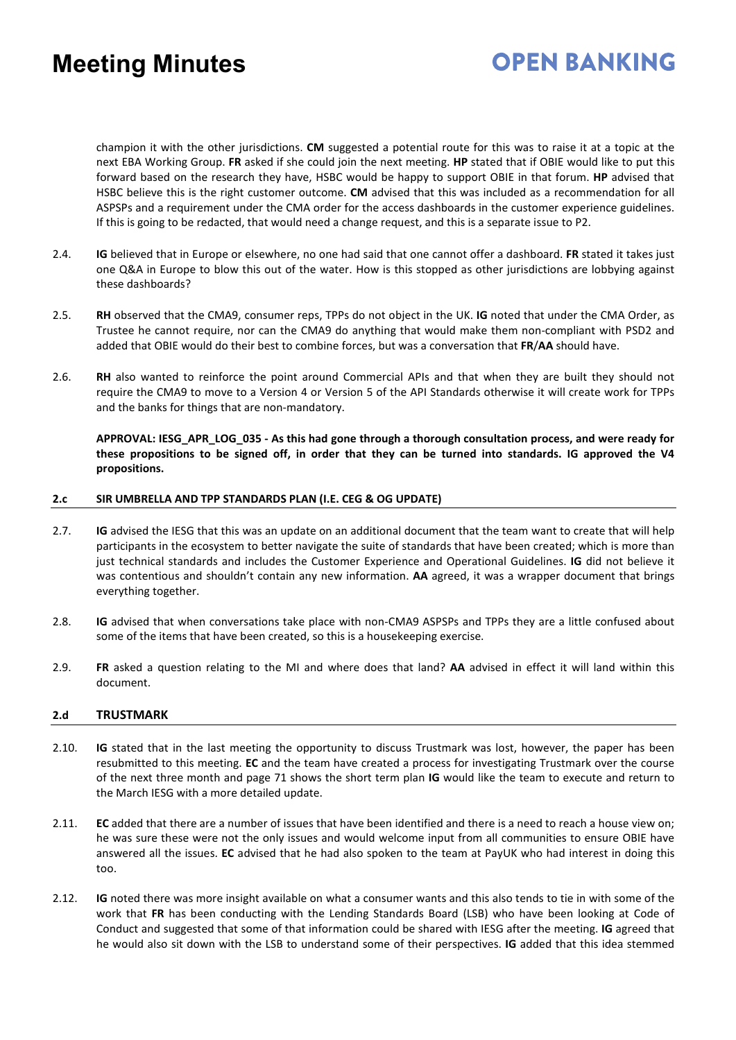champion it with the other jurisdictions. **CM** suggested a potential route for this was to raise it at a topic at the next EBA Working Group. **FR** asked if she could join the next meeting. **HP** stated that if OBIE would like to put this forward based on the research they have, HSBC would be happy to support OBIE in that forum. **HP** advised that HSBC believe this is the right customer outcome. **CM** advised that this was included as a recommendation for all ASPSPs and a requirement under the CMA order for the access dashboards in the customer experience guidelines. If this is going to be redacted, that would need a change request, and this is a separate issue to P2.

2.4. **IG** believed that in Europe or elsewhere, no one had said that one cannot offer a dashboard. **FR** stated it takes just one Q&A in Europe to blow this out of the water. How is this stopped as other jurisdictions are lobbying against these dashboards?

2.5. **RH** observed that the CMA9, consumer reps, TPPs do not object in the UK. **IG** noted that under the CMA Order, as Trustee he cannot require, nor can the CMA9 do anything that would make them non-compliant with PSD2 and added that OBIE would do their best to combine forces, but was a conversation that **FR**/**AA** should have.

2.6. **RH** also wanted to reinforce the point around Commercial APIs and that when they are built they should not require the CMA9 to move to a Version 4 or Version 5 of the API Standards otherwise it will create work for TPPs and the banks for things that are non-mandatory.

**APPROVAL: IESG_APR_LOG_035 - As this had gone through a thorough consultation process, and were ready for these propositions to be signed off, in order that they can be turned into standards. IG approved the V4 propositions.**

## 2.c SIR UMBRELLA AND TPP STANDARDS PLAN (I.E. CEG & OG UPDATE)

2.7. **IG** advised the IESG that this was an update on an additional document that the team want to create that will help participants in the ecosystem to better navigate the suite of standards that have been created; which is more than just technical standards and includes the Customer Experience and Operational Guidelines. **IG** did not believe it was contentious and shouldn't contain any new information. **AA** agreed, it was a wrapper document that brings everything together.

2.8. **IG** advised that when conversations take place with non-CMA9 ASPSPs and TPPs they are a little confused about some of the items that have been created, so this is a housekeeping exercise.

2.9. **FR** asked a question relating to the MI and where does that land? **AA** advised in effect it will land within this document.

## 2.d TRUSTMARK

2.10. **IG** stated that in the last meeting the opportunity to discuss Trustmark was lost, however, the paper has been resubmitted to this meeting. **EC** and the team have created a process for investigating Trustmark over the course of the next three month and page 71 shows the short term plan **IG** would like the team to execute and return to the March IESG with a more detailed update.

2.11. **EC** added that there are a number of issues that have been identified and there is a need to reach a house view on; he was sure these were not the only issues and would welcome input from all communities to ensure OBIE have answered all the issues. **EC** advised that he had also spoken to the team at PayUK who had interest in doing this too.

2.12. **IG** noted there was more insight available on what a consumer wants and this also tends to tie in with some of the work that **FR** has been conducting with the Lending Standards Board (LSB) who have been looking at Code of Conduct and suggested that some of that information could be shared with IESG after the meeting. **IG** agreed that he would also sit down with the LSB to understand some of their perspectives. **IG** added that this idea stemmed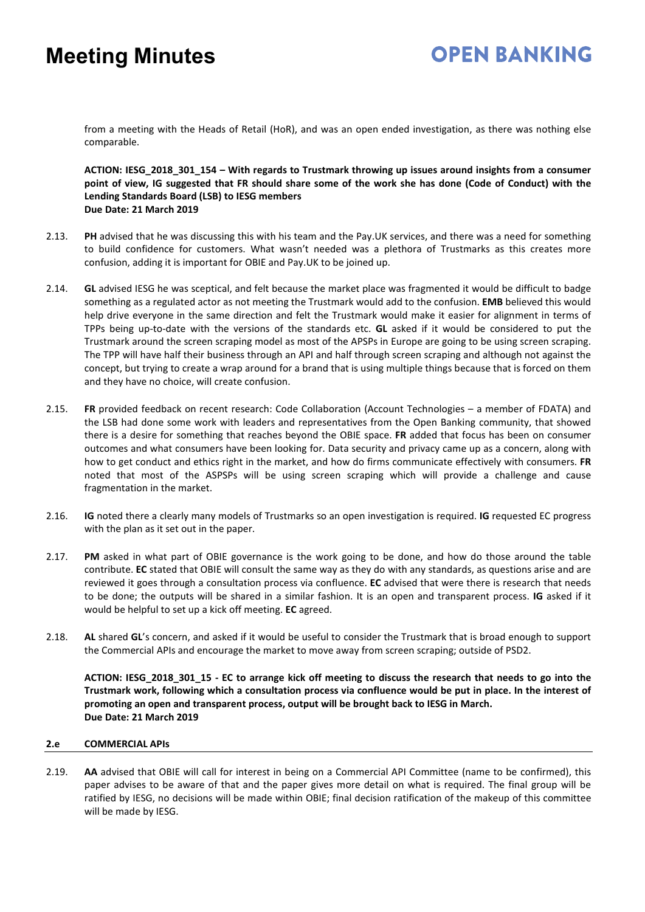from a meeting with the Heads of Retail (HoR), and was an open ended investigation, as there was nothing else comparable.

**ACTION: IESG_2018_301_154 – With regards to Trustmark throwing up issues around insights from a consumer point of view, IG suggested that FR should share some of the work she has done (Code of Conduct) with the Lending Standards Board (LSB) to IESG members**
**Due Date: 21 March 2019**

2.13. **PH** advised that he was discussing this with his team and the Pay.UK services, and there was a need for something to build confidence for customers. What wasn't needed was a plethora of Trustmarks as this creates more confusion, adding it is important for OBIE and Pay.UK to be joined up.

2.14. **GL** advised IESG he was sceptical, and felt because the market place was fragmented it would be difficult to badge something as a regulated actor as not meeting the Trustmark would add to the confusion. **EMB** believed this would help drive everyone in the same direction and felt the Trustmark would make it easier for alignment in terms of TPPs being up-to-date with the versions of the standards etc. **GL** asked if it would be considered to put the Trustmark around the screen scraping model as most of the APSPs in Europe are going to be using screen scraping. The TPP will have half their business through an API and half through screen scraping and although not against the concept, but trying to create a wrap around for a brand that is using multiple things because that is forced on them and they have no choice, will create confusion.

2.15. **FR** provided feedback on recent research: Code Collaboration (Account Technologies – a member of FDATA) and the LSB had done some work with leaders and representatives from the Open Banking community, that showed there is a desire for something that reaches beyond the OBIE space. **FR** added that focus has been on consumer outcomes and what consumers have been looking for. Data security and privacy came up as a concern, along with how to get conduct and ethics right in the market, and how do firms communicate effectively with consumers. **FR** noted that most of the ASPSPs will be using screen scraping which will provide a challenge and cause fragmentation in the market.

2.16. **IG** noted there a clearly many models of Trustmarks so an open investigation is required. **IG** requested EC progress with the plan as it set out in the paper.

2.17. **PM** asked in what part of OBIE governance is the work going to be done, and how do those around the table contribute. **EC** stated that OBIE will consult the same way as they do with any standards, as questions arise and are reviewed it goes through a consultation process via confluence. **EC** advised that were there is research that needs to be done; the outputs will be shared in a similar fashion. It is an open and transparent process. **IG** asked if it would be helpful to set up a kick off meeting. **EC** agreed.

2.18. **AL** shared **GL**'s concern, and asked if it would be useful to consider the Trustmark that is broad enough to support the Commercial APIs and encourage the market to move away from screen scraping; outside of PSD2.

**ACTION: IESG_2018_301_15 - EC to arrange kick off meeting to discuss the research that needs to go into the Trustmark work, following which a consultation process via confluence would be put in place. In the interest of promoting an open and transparent process, output will be brought back to IESG in March.**
**Due Date: 21 March 2019**

### 2.e COMMERCIAL APIs

2.19. **AA** advised that OBIE will call for interest in being on a Commercial API Committee (name to be confirmed), this paper advises to be aware of that and the paper gives more detail on what is required. The final group will be ratified by IESG, no decisions will be made within OBIE; final decision ratification of the makeup of this committee will be made by IESG.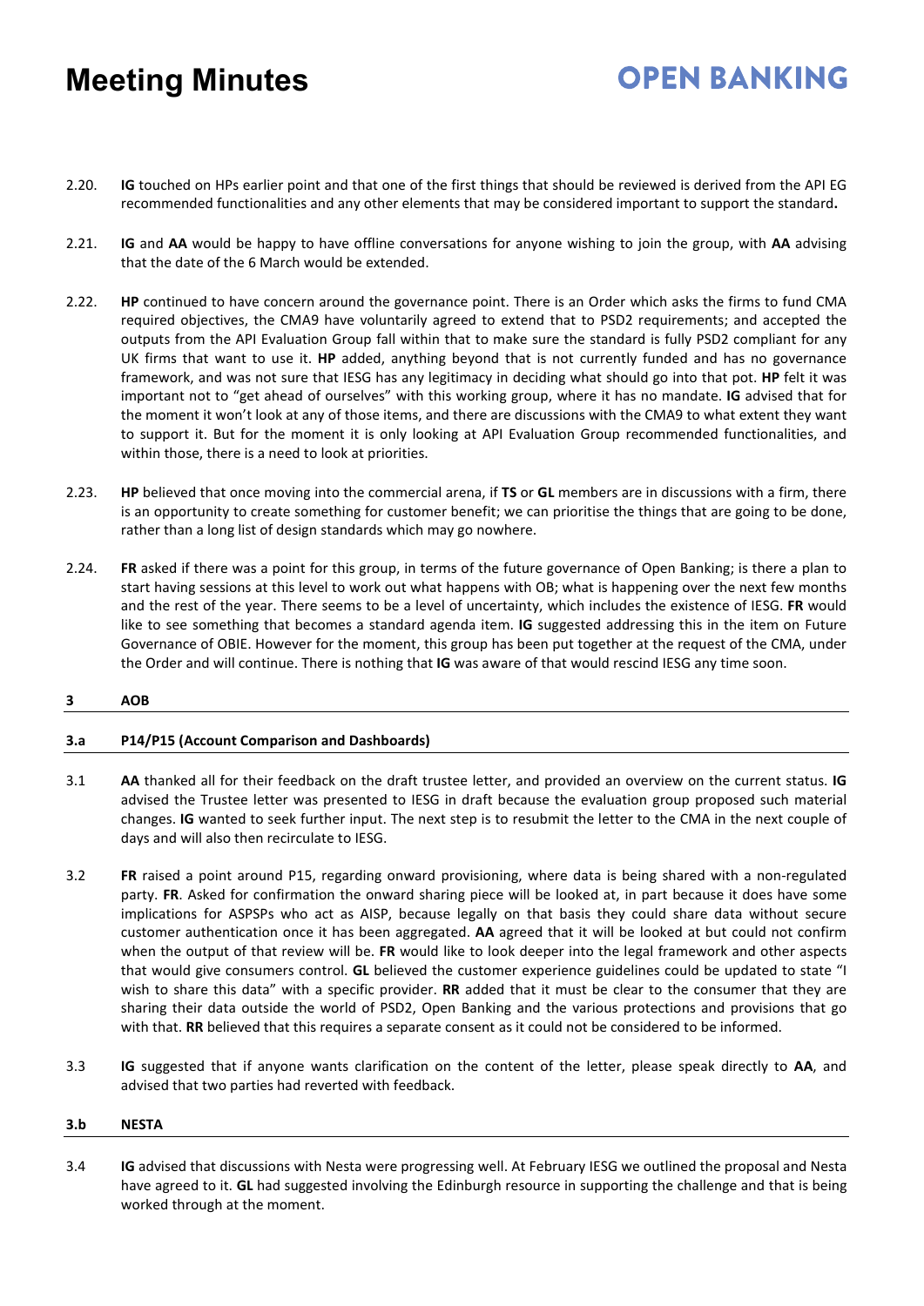2.20. **IG** touched on HPs earlier point and that one of the first things that should be reviewed is derived from the API EG recommended functionalities and any other elements that may be considered important to support the standard**.**

2.21. **IG** and **AA** would be happy to have offline conversations for anyone wishing to join the group, with **AA** advising that the date of the 6 March would be extended.

2.22. **HP** continued to have concern around the governance point. There is an Order which asks the firms to fund CMA required objectives, the CMA9 have voluntarily agreed to extend that to PSD2 requirements; and accepted the outputs from the API Evaluation Group fall within that to make sure the standard is fully PSD2 compliant for any UK firms that want to use it. **HP** added, anything beyond that is not currently funded and has no governance framework, and was not sure that IESG has any legitimacy in deciding what should go into that pot. **HP** felt it was important not to "get ahead of ourselves" with this working group, where it has no mandate. **IG** advised that for the moment it won't look at any of those items, and there are discussions with the CMA9 to what extent they want to support it. But for the moment it is only looking at API Evaluation Group recommended functionalities, and within those, there is a need to look at priorities.

2.23. **HP** believed that once moving into the commercial arena, if **TS** or **GL** members are in discussions with a firm, there is an opportunity to create something for customer benefit; we can prioritise the things that are going to be done, rather than a long list of design standards which may go nowhere.

2.24. **FR** asked if there was a point for this group, in terms of the future governance of Open Banking; is there a plan to start having sessions at this level to work out what happens with OB; what is happening over the next few months and the rest of the year. There seems to be a level of uncertainty, which includes the existence of IESG. **FR** would like to see something that becomes a standard agenda item. **IG** suggested addressing this in the item on Future Governance of OBIE. However for the moment, this group has been put together at the request of the CMA, under the Order and will continue. There is nothing that **IG** was aware of that would rescind IESG any time soon.

## 3 AOB

### 3.a P14/P15 (Account Comparison and Dashboards)

3.1 **AA** thanked all for their feedback on the draft trustee letter, and provided an overview on the current status. **IG** advised the Trustee letter was presented to IESG in draft because the evaluation group proposed such material changes. **IG** wanted to seek further input. The next step is to resubmit the letter to the CMA in the next couple of days and will also then recirculate to IESG.

3.2 **FR** raised a point around P15, regarding onward provisioning, where data is being shared with a non-regulated party. **FR**. Asked for confirmation the onward sharing piece will be looked at, in part because it does have some implications for ASPSPs who act as AISP, because legally on that basis they could share data without secure customer authentication once it has been aggregated. **AA** agreed that it will be looked at but could not confirm when the output of that review will be. **FR** would like to look deeper into the legal framework and other aspects that would give consumers control. **GL** believed the customer experience guidelines could be updated to state "I wish to share this data" with a specific provider. **RR** added that it must be clear to the consumer that they are sharing their data outside the world of PSD2, Open Banking and the various protections and provisions that go with that. **RR** believed that this requires a separate consent as it could not be considered to be informed.

3.3 **IG** suggested that if anyone wants clarification on the content of the letter, please speak directly to **AA**, and advised that two parties had reverted with feedback.

### 3.b NESTA

3.4 **IG** advised that discussions with Nesta were progressing well. At February IESG we outlined the proposal and Nesta have agreed to it. **GL** had suggested involving the Edinburgh resource in supporting the challenge and that is being worked through at the moment.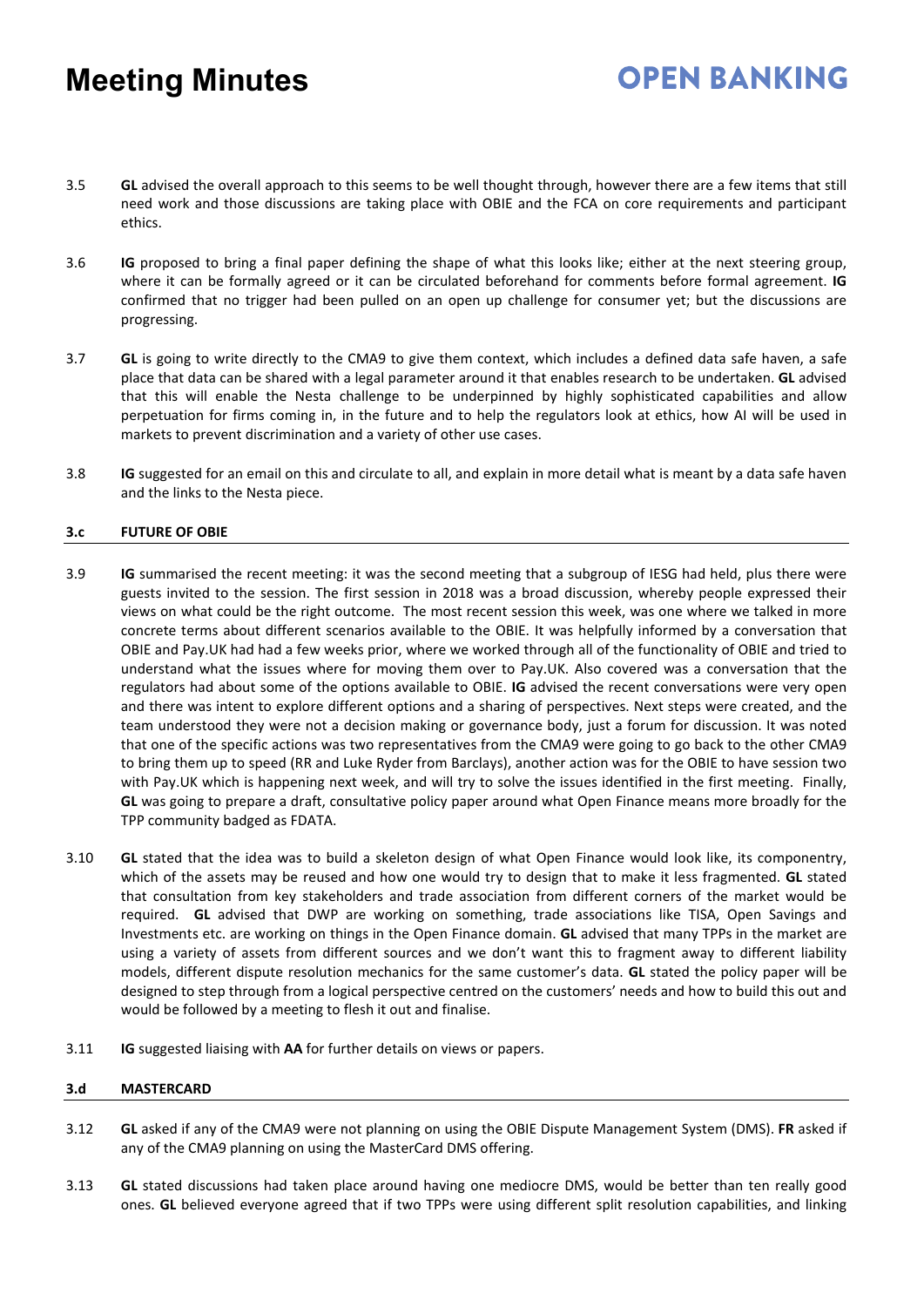3.5 **GL** advised the overall approach to this seems to be well thought through, however there are a few items that still need work and those discussions are taking place with OBIE and the FCA on core requirements and participant ethics.

3.6 **IG** proposed to bring a final paper defining the shape of what this looks like; either at the next steering group, where it can be formally agreed or it can be circulated beforehand for comments before formal agreement. **IG** confirmed that no trigger had been pulled on an open up challenge for consumer yet; but the discussions are progressing.

3.7 **GL** is going to write directly to the CMA9 to give them context, which includes a defined data safe haven, a safe place that data can be shared with a legal parameter around it that enables research to be undertaken. **GL** advised that this will enable the Nesta challenge to be underpinned by highly sophisticated capabilities and allow perpetuation for firms coming in, in the future and to help the regulators look at ethics, how AI will be used in markets to prevent discrimination and a variety of other use cases.

3.8 **IG** suggested for an email on this and circulate to all, and explain in more detail what is meant by a data safe haven and the links to the Nesta piece.

### 3.c FUTURE OF OBIE

3.9 **IG** summarised the recent meeting: it was the second meeting that a subgroup of IESG had held, plus there were guests invited to the session. The first session in 2018 was a broad discussion, whereby people expressed their views on what could be the right outcome. The most recent session this week, was one where we talked in more concrete terms about different scenarios available to the OBIE. It was helpfully informed by a conversation that OBIE and Pay.UK had had a few weeks prior, where we worked through all of the functionality of OBIE and tried to understand what the issues where for moving them over to Pay.UK. Also covered was a conversation that the regulators had about some of the options available to OBIE. **IG** advised the recent conversations were very open and there was intent to explore different options and a sharing of perspectives. Next steps were created, and the team understood they were not a decision making or governance body, just a forum for discussion. It was noted that one of the specific actions was two representatives from the CMA9 were going to go back to the other CMA9 to bring them up to speed (RR and Luke Ryder from Barclays), another action was for the OBIE to have session two with Pay.UK which is happening next week, and will try to solve the issues identified in the first meeting. Finally, **GL** was going to prepare a draft, consultative policy paper around what Open Finance means more broadly for the TPP community badged as FDATA.

3.10 **GL** stated that the idea was to build a skeleton design of what Open Finance would look like, its componentry, which of the assets may be reused and how one would try to design that to make it less fragmented. **GL** stated that consultation from key stakeholders and trade association from different corners of the market would be required. **GL** advised that DWP are working on something, trade associations like TISA, Open Savings and Investments etc. are working on things in the Open Finance domain. **GL** advised that many TPPs in the market are using a variety of assets from different sources and we don't want this to fragment away to different liability models, different dispute resolution mechanics for the same customer's data. **GL** stated the policy paper will be designed to step through from a logical perspective centred on the customers' needs and how to build this out and would be followed by a meeting to flesh it out and finalise.

3.11 **IG** suggested liaising with **AA** for further details on views or papers.

### 3.d MASTERCARD

3.12 **GL** asked if any of the CMA9 were not planning on using the OBIE Dispute Management System (DMS). **FR** asked if any of the CMA9 planning on using the MasterCard DMS offering.

3.13 **GL** stated discussions had taken place around having one mediocre DMS, would be better than ten really good ones. **GL** believed everyone agreed that if two TPPs were using different split resolution capabilities, and linking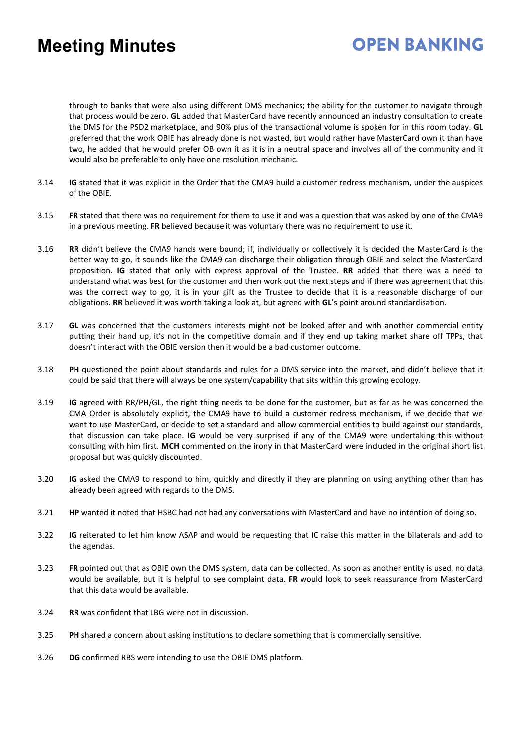through to banks that were also using different DMS mechanics; the ability for the customer to navigate through that process would be zero. **GL** added that MasterCard have recently announced an industry consultation to create the DMS for the PSD2 marketplace, and 90% plus of the transactional volume is spoken for in this room today. **GL** preferred that the work OBIE has already done is not wasted, but would rather have MasterCard own it than have two, he added that he would prefer OB own it as it is in a neutral space and involves all of the community and it would also be preferable to only have one resolution mechanic.

3.14 **IG** stated that it was explicit in the Order that the CMA9 build a customer redress mechanism, under the auspices of the OBIE.

3.15 **FR** stated that there was no requirement for them to use it and was a question that was asked by one of the CMA9 in a previous meeting. **FR** believed because it was voluntary there was no requirement to use it.

3.16 **RR** didn't believe the CMA9 hands were bound; if, individually or collectively it is decided the MasterCard is the better way to go, it sounds like the CMA9 can discharge their obligation through OBIE and select the MasterCard proposition. **IG** stated that only with express approval of the Trustee. **RR** added that there was a need to understand what was best for the customer and then work out the next steps and if there was agreement that this was the correct way to go, it is in your gift as the Trustee to decide that it is a reasonable discharge of our obligations. **RR** believed it was worth taking a look at, but agreed with **GL**'s point around standardisation.

3.17 **GL** was concerned that the customers interests might not be looked after and with another commercial entity putting their hand up, it's not in the competitive domain and if they end up taking market share off TPPs, that doesn't interact with the OBIE version then it would be a bad customer outcome.

3.18 **PH** questioned the point about standards and rules for a DMS service into the market, and didn't believe that it could be said that there will always be one system/capability that sits within this growing ecology.

3.19 **IG** agreed with RR/PH/GL, the right thing needs to be done for the customer, but as far as he was concerned the CMA Order is absolutely explicit, the CMA9 have to build a customer redress mechanism, if we decide that we want to use MasterCard, or decide to set a standard and allow commercial entities to build against our standards, that discussion can take place. **IG** would be very surprised if any of the CMA9 were undertaking this without consulting with him first. **MCH** commented on the irony in that MasterCard were included in the original short list proposal but was quickly discounted.

3.20 **IG** asked the CMA9 to respond to him, quickly and directly if they are planning on using anything other than has already been agreed with regards to the DMS.

3.21 **HP** wanted it noted that HSBC had not had any conversations with MasterCard and have no intention of doing so.

3.22 **IG** reiterated to let him know ASAP and would be requesting that IC raise this matter in the bilaterals and add to the agendas.

3.23 **FR** pointed out that as OBIE own the DMS system, data can be collected. As soon as another entity is used, no data would be available, but it is helpful to see complaint data. **FR** would look to seek reassurance from MasterCard that this data would be available.

3.24 **RR** was confident that LBG were not in discussion.

3.25 **PH** shared a concern about asking institutions to declare something that is commercially sensitive.

3.26 **DG** confirmed RBS were intending to use the OBIE DMS platform.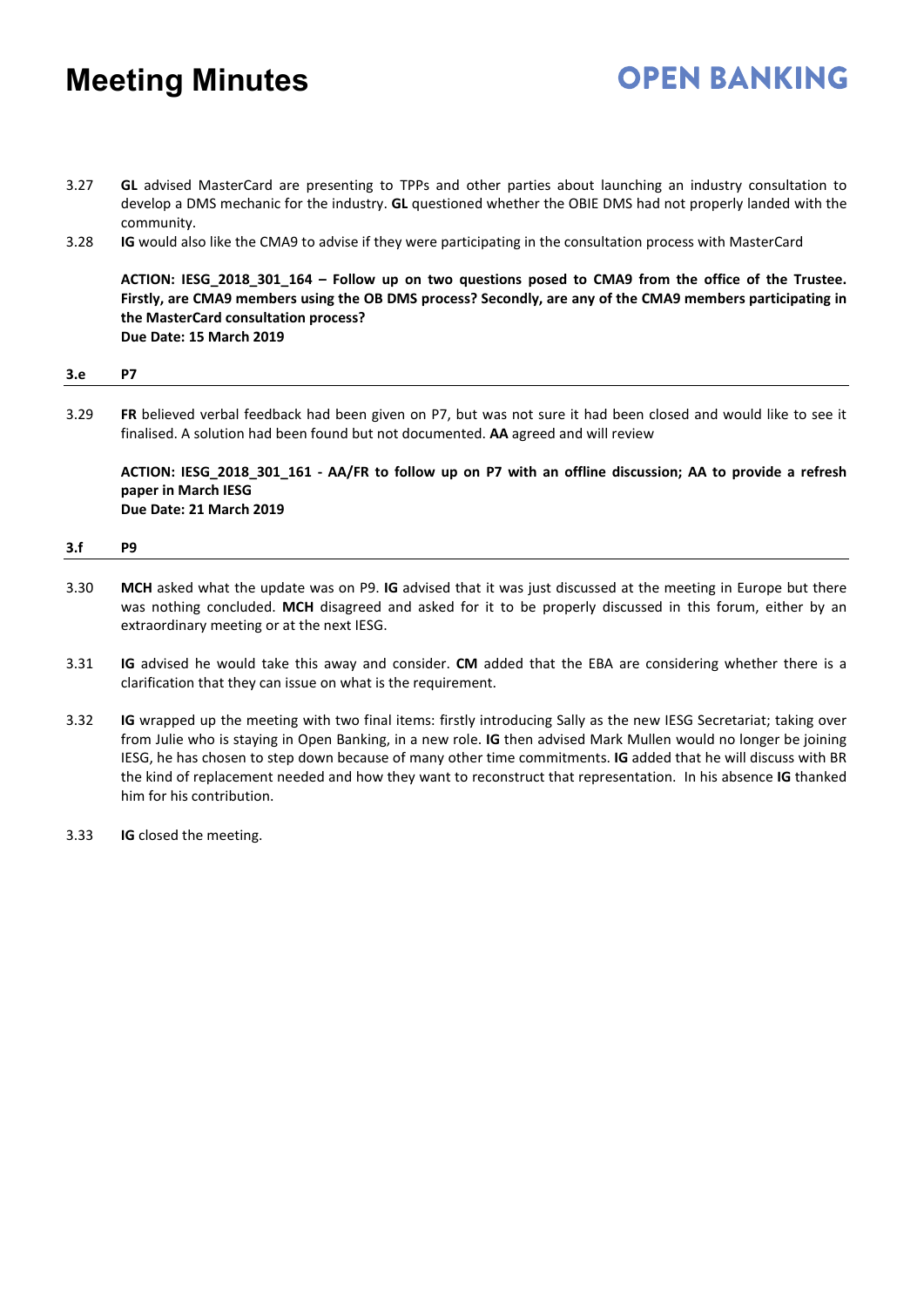3.27 **GL** advised MasterCard are presenting to TPPs and other parties about launching an industry consultation to develop a DMS mechanic for the industry. **GL** questioned whether the OBIE DMS had not properly landed with the community.

3.28 **IG** would also like the CMA9 to advise if they were participating in the consultation process with MasterCard

**ACTION: IESG_2018_301_164 – Follow up on two questions posed to CMA9 from the office of the Trustee. Firstly, are CMA9 members using the OB DMS process? Secondly, are any of the CMA9 members participating in the MasterCard consultation process?**
**Due Date: 15 March 2019**

**3.e P7**

3.29 **FR** believed verbal feedback had been given on P7, but was not sure it had been closed and would like to see it finalised. A solution had been found but not documented. **AA** agreed and will review

**ACTION: IESG_2018_301_161 - AA/FR to follow up on P7 with an offline discussion; AA to provide a refresh paper in March IESG**
**Due Date: 21 March 2019**

**3.f P9**

3.30 **MCH** asked what the update was on P9. **IG** advised that it was just discussed at the meeting in Europe but there was nothing concluded. **MCH** disagreed and asked for it to be properly discussed in this forum, either by an extraordinary meeting or at the next IESG.

3.31 **IG** advised he would take this away and consider. **CM** added that the EBA are considering whether there is a clarification that they can issue on what is the requirement.

3.32 **IG** wrapped up the meeting with two final items: firstly introducing Sally as the new IESG Secretariat; taking over from Julie who is staying in Open Banking, in a new role. **IG** then advised Mark Mullen would no longer be joining IESG, he has chosen to step down because of many other time commitments. **IG** added that he will discuss with BR the kind of replacement needed and how they want to reconstruct that representation. In his absence **IG** thanked him for his contribution.

3.33 **IG** closed the meeting.